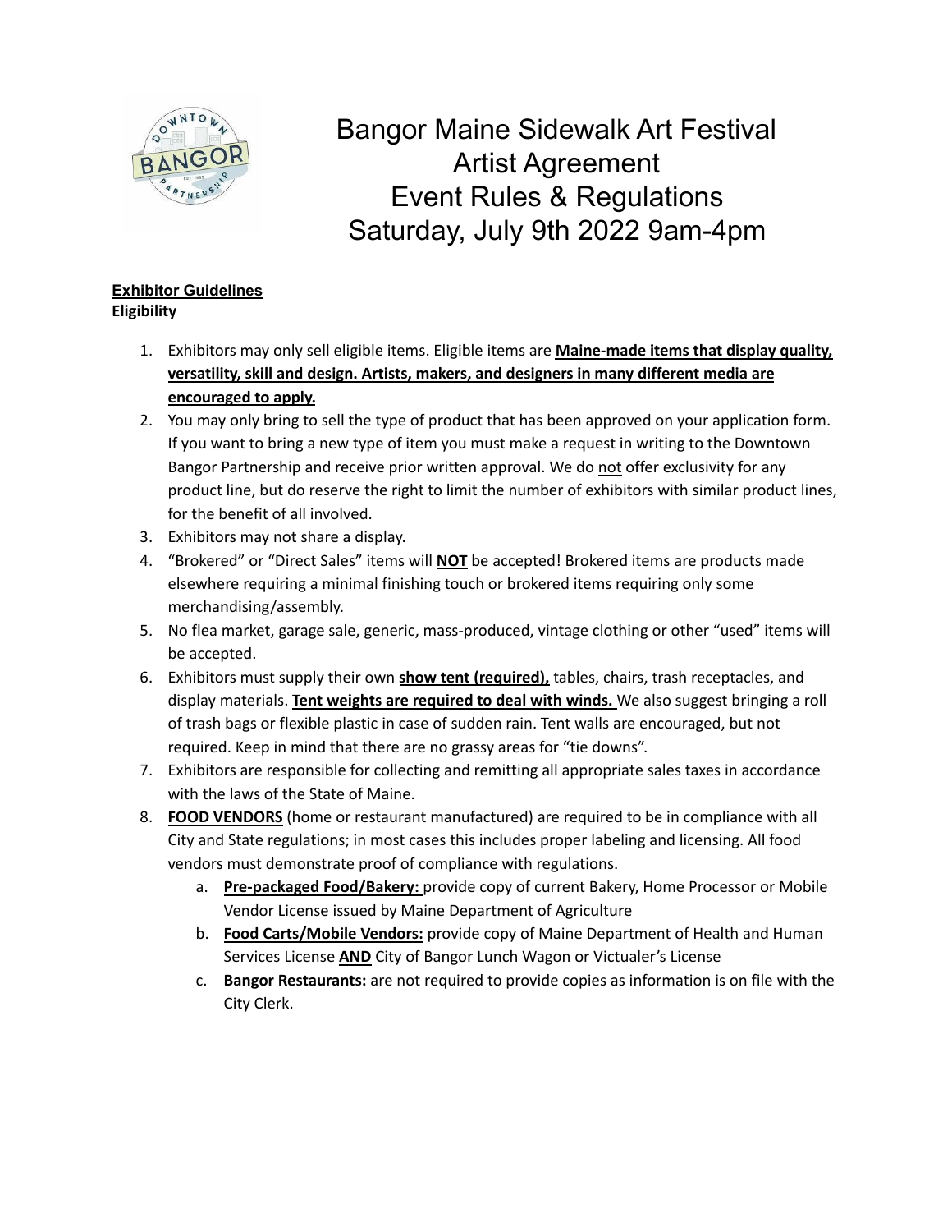# Bangor Maine Sidewalk Art Festival
# Artist Agreement
# Event Rules & Regulations
# Saturday, July 9th 2022 9am-4pm

**Exhibitor Guidelines**

**Eligibility**

1. Exhibitors may only sell eligible items. Eligible items are **Maine-made items that display quality, versatility, skill and design. Artists, makers, and designers in many different media are encouraged to apply.**
2. You may only bring to sell the type of product that has been approved on your application form. If you want to bring a new type of item you must make a request in writing to the Downtown Bangor Partnership and receive prior written approval. We do not offer exclusivity for any product line, but do reserve the right to limit the number of exhibitors with similar product lines, for the benefit of all involved.
3. Exhibitors may not share a display.
4. "Brokered" or "Direct Sales" items will **NOT** be accepted! Brokered items are products made elsewhere requiring a minimal finishing touch or brokered items requiring only some merchandising/assembly.
5. No flea market, garage sale, generic, mass-produced, vintage clothing or other "used" items will be accepted.
6. Exhibitors must supply their own **show tent (required),** tables, chairs, trash receptacles, and display materials. **Tent weights are required to deal with winds.** We also suggest bringing a roll of trash bags or flexible plastic in case of sudden rain. Tent walls are encouraged, but not required. Keep in mind that there are no grassy areas for "tie downs".
7. Exhibitors are responsible for collecting and remitting all appropriate sales taxes in accordance with the laws of the State of Maine.
8. **FOOD VENDORS** (home or restaurant manufactured) are required to be in compliance with all City and State regulations; in most cases this includes proper labeling and licensing. All food vendors must demonstrate proof of compliance with regulations.
   a. **Pre-packaged Food/Bakery:** provide copy of current Bakery, Home Processor or Mobile Vendor License issued by Maine Department of Agriculture
   b. **Food Carts/Mobile Vendors:** provide copy of Maine Department of Health and Human Services License **AND** City of Bangor Lunch Wagon or Victualer's License
   c. **Bangor Restaurants:** are not required to provide copies as information is on file with the City Clerk.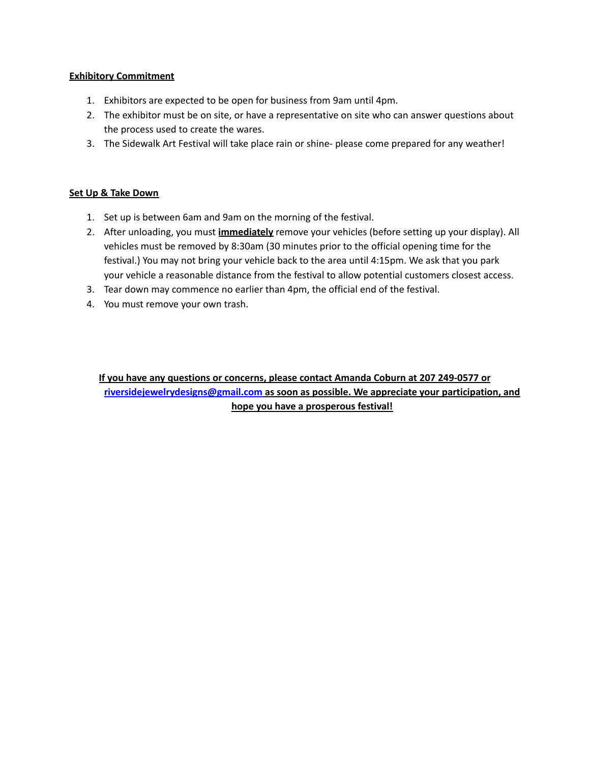**Exhibitory Commitment**

1. Exhibitors are expected to be open for business from 9am until 4pm.
2. The exhibitor must be on site, or have a representative on site who can answer questions about the process used to create the wares.
3. The Sidewalk Art Festival will take place rain or shine- please come prepared for any weather!

**Set Up & Take Down**

1. Set up is between 6am and 9am on the morning of the festival.
2. After unloading, you must **immediately** remove your vehicles (before setting up your display). All vehicles must be removed by 8:30am (30 minutes prior to the official opening time for the festival.) You may not bring your vehicle back to the area until 4:15pm. We ask that you park your vehicle a reasonable distance from the festival to allow potential customers closest access.
3. Tear down may commence no earlier than 4pm, the official end of the festival.
4. You must remove your own trash.

**If you have any questions or concerns, please contact Amanda Coburn at 207 249-0577 or riversidejewelrydesigns@gmail.com as soon as possible. We appreciate your participation, and hope you have a prosperous festival!**